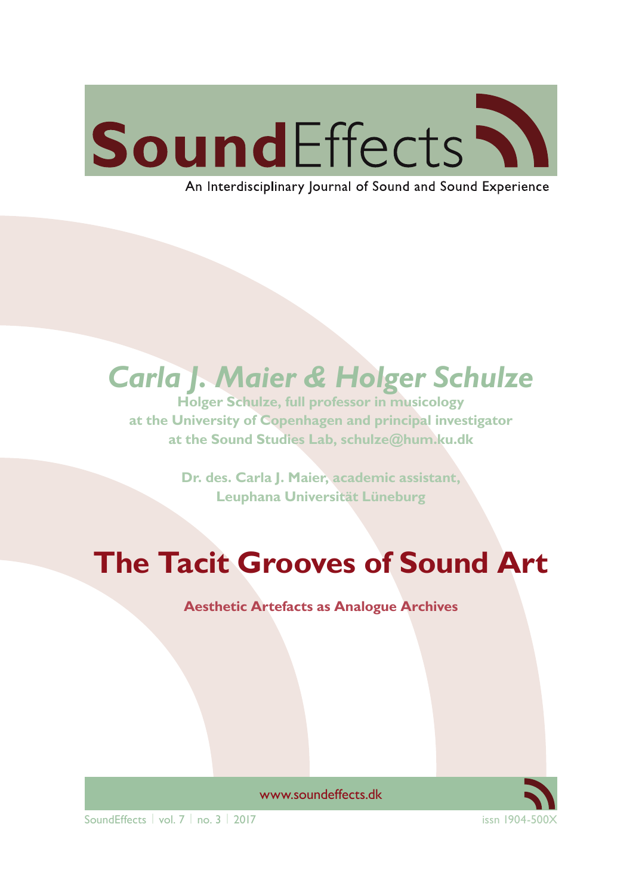# SoundEffects

An Interdisciplinary Journal of Sound and Sound Experience

*Carla J. Maier & Holger Schulze*

**Holger Schulze, full professor in musicology at the University of Copenhagen and principal investigator at the Sound Studies Lab, schulze@hum.ku.dk**

**Dr. des. Carla J. Maier, academic assistant, Leuphana Universität Lüneburg**

# The Tacit Grooves of Sound Art

**Aesthetic Artefacts as Analogue Archives**

www.soundeffects.dk

SoundEffects | vol. 7 | no. 3 | 2017 issn 1904-500X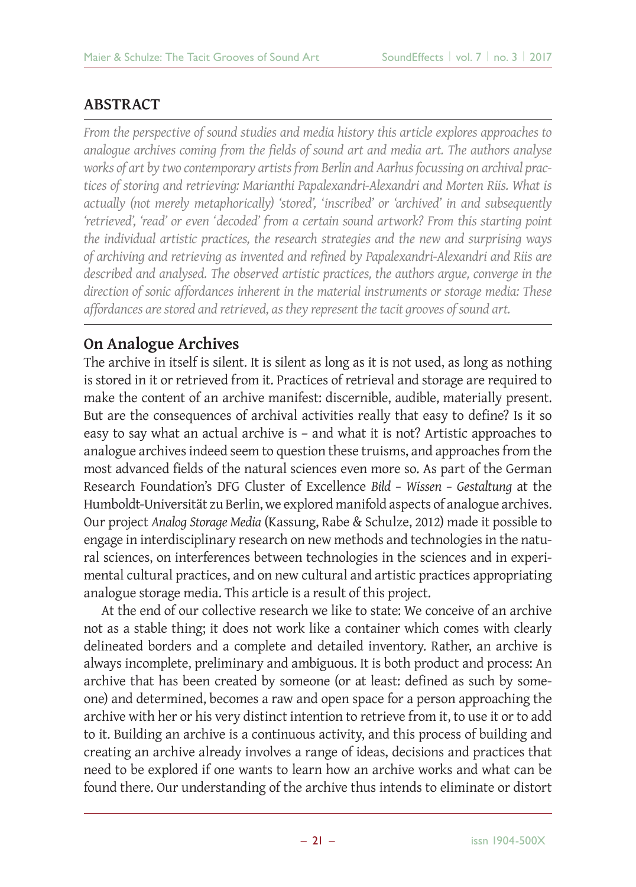## ABSTRACT

*From the perspective of sound studies and media history this article explores approaches to analogue archives coming from the fields of sound art and media art. The authors analyse works of art by two contemporary artists from Berlin and Aarhus focussing on archival practices of storing and retrieving: Marianthi Papalexandri-Alexandri and Morten Riis. What is actually (not merely metaphorically) 'stored', 'inscribed' or 'archived' in and subsequently 'retrieved', 'read' or even 'decoded' from a certain sound artwork? From this starting point the individual artistic practices, the research strategies and the new and surprising ways of archiving and retrieving as invented and refined by Papalexandri-Alexandri and Riis are described and analysed. The observed artistic practices, the authors argue, converge in the direction of sonic affordances inherent in the material instruments or storage media: These affordances are stored and retrieved, as they represent the tacit grooves of sound art.*

## On Analogue Archives

The archive in itself is silent. It is silent as long as it is not used, as long as nothing is stored in it or retrieved from it. Practices of retrieval and storage are required to make the content of an archive manifest: discernible, audible, materially present. But are the consequences of archival activities really that easy to define? Is it so easy to say what an actual archive is – and what it is not? Artistic approaches to analogue archives indeed seem to question these truisms, and approaches from the most advanced fields of the natural sciences even more so. As part of the German Research Foundation's DFG Cluster of Excellence *Bild – Wissen – Gestaltung* at the Humboldt-Universität zu Berlin, we explored manifold aspects of analogue archives. Our project *Analog Storage Media* (Kassung, Rabe & Schulze, 2012) made it possible to engage in interdisciplinary research on new methods and technologies in the natural sciences, on interferences between technologies in the sciences and in experimental cultural practices, and on new cultural and artistic practices appropriating analogue storage media. This article is a result of this project.

At the end of our collective research we like to state: We conceive of an archive not as a stable thing; it does not work like a container which comes with clearly delineated borders and a complete and detailed inventory. Rather, an archive is always incomplete, preliminary and ambiguous. It is both product and process: An archive that has been created by someone (or at least: defined as such by someone) and determined, becomes a raw and open space for a person approaching the archive with her or his very distinct intention to retrieve from it, to use it or to add to it. Building an archive is a continuous activity, and this process of building and creating an archive already involves a range of ideas, decisions and practices that need to be explored if one wants to learn how an archive works and what can be found there. Our understanding of the archive thus intends to eliminate or distort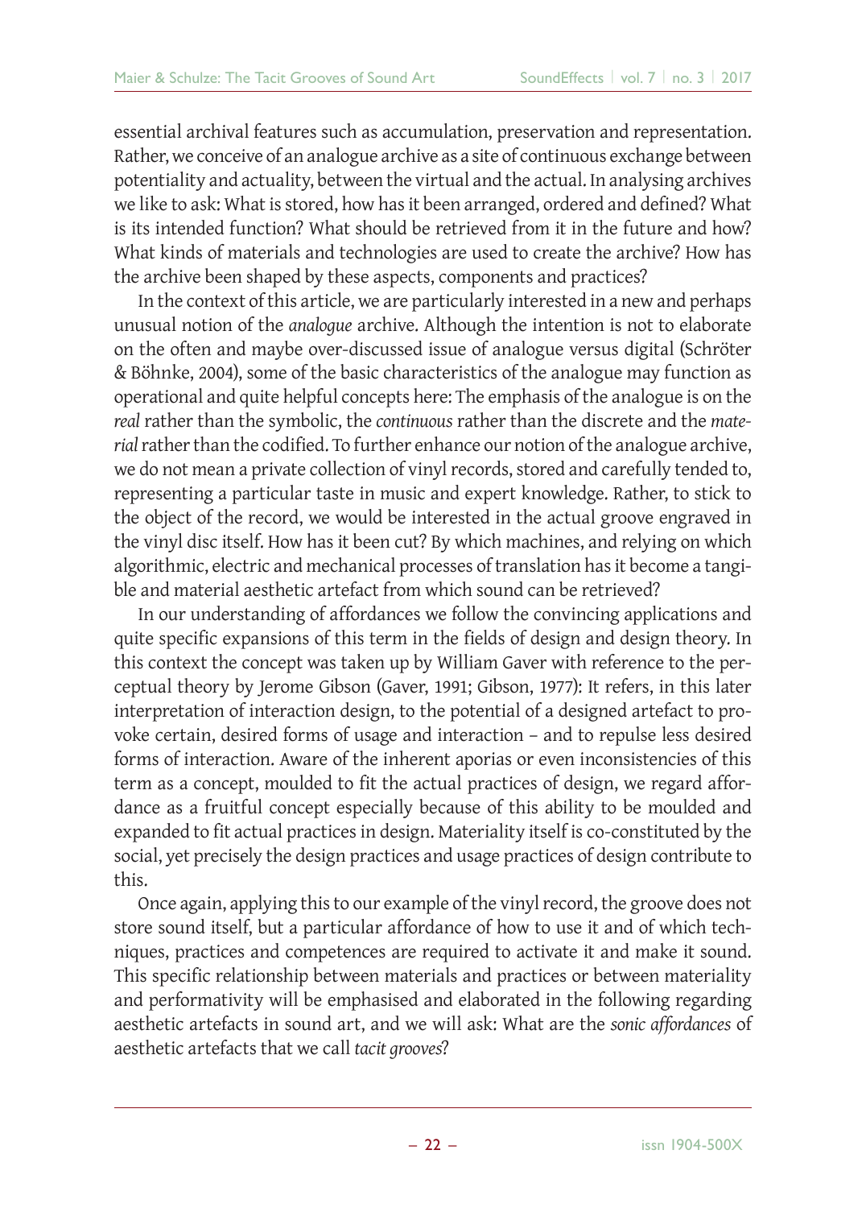essential archival features such as accumulation, preservation and representation. Rather, we conceive of an analogue archive as a site of continuous exchange between potentiality and actuality, between the virtual and the actual. In analysing archives we like to ask: What is stored, how has it been arranged, ordered and defined? What is its intended function? What should be retrieved from it in the future and how? What kinds of materials and technologies are used to create the archive? How has the archive been shaped by these aspects, components and practices?

In the context of this article, we are particularly interested in a new and perhaps unusual notion of the *analogue* archive. Although the intention is not to elaborate on the often and maybe over-discussed issue of analogue versus digital (Schröter & Böhnke, 2004), some of the basic characteristics of the analogue may function as operational and quite helpful concepts here: The emphasis of the analogue is on the *real* rather than the symbolic, the *continuous* rather than the discrete and the *material* rather than the codified. To further enhance our notion of the analogue archive, we do not mean a private collection of vinyl records, stored and carefully tended to, representing a particular taste in music and expert knowledge. Rather, to stick to the object of the record, we would be interested in the actual groove engraved in the vinyl disc itself. How has it been cut? By which machines, and relying on which algorithmic, electric and mechanical processes of translation has it become a tangible and material aesthetic artefact from which sound can be retrieved?

In our understanding of affordances we follow the convincing applications and quite specific expansions of this term in the fields of design and design theory. In this context the concept was taken up by William Gaver with reference to the perceptual theory by Jerome Gibson (Gaver, 1991; Gibson, 1977): It refers, in this later interpretation of interaction design, to the potential of a designed artefact to provoke certain, desired forms of usage and interaction – and to repulse less desired forms of interaction. Aware of the inherent aporias or even inconsistencies of this term as a concept, moulded to fit the actual practices of design, we regard affordance as a fruitful concept especially because of this ability to be moulded and expanded to fit actual practices in design. Materiality itself is co-constituted by the social, yet precisely the design practices and usage practices of design contribute to this.

Once again, applying this to our example of the vinyl record, the groove does not store sound itself, but a particular affordance of how to use it and of which techniques, practices and competences are required to activate it and make it sound. This specific relationship between materials and practices or between materiality and performativity will be emphasised and elaborated in the following regarding aesthetic artefacts in sound art, and we will ask: What are the *sonic affordances* of aesthetic artefacts that we call *tacit grooves*?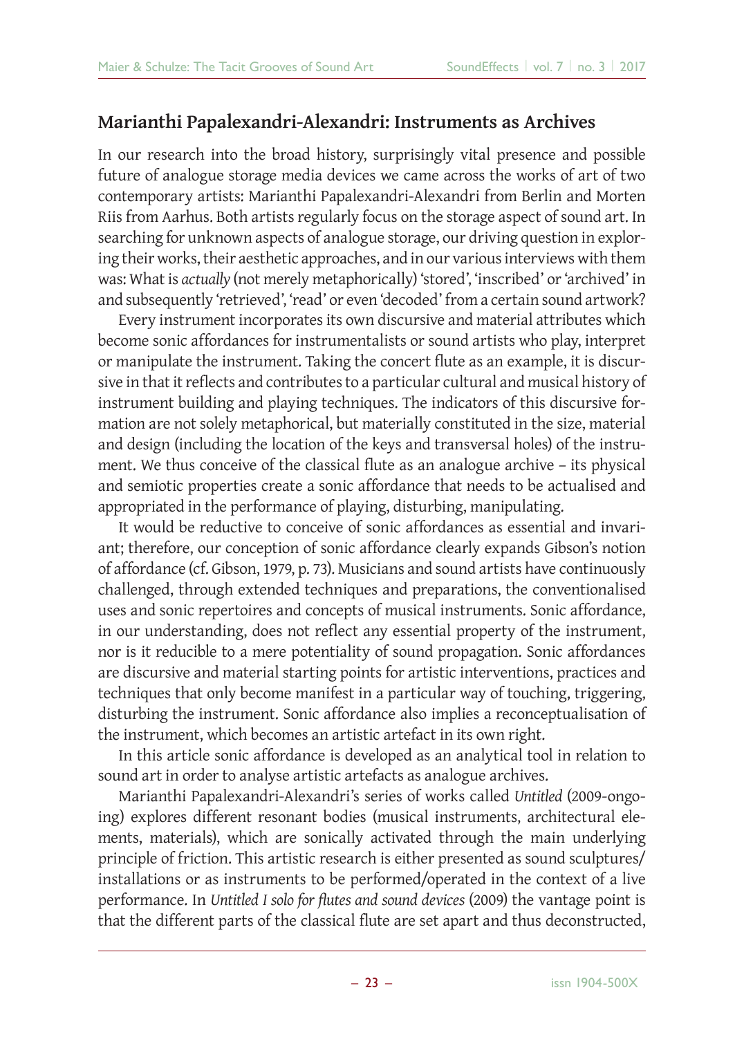## Marianthi Papalexandri-Alexandri: Instruments as Archives

In our research into the broad history, surprisingly vital presence and possible future of analogue storage media devices we came across the works of art of two contemporary artists: Marianthi Papalexandri-Alexandri from Berlin and Morten Riis from Aarhus. Both artists regularly focus on the storage aspect of sound art. In searching for unknown aspects of analogue storage, our driving question in exploring their works, their aesthetic approaches, and in our various interviews with them was: What is *actually* (not merely metaphorically) 'stored', 'inscribed' or 'archived' in and subsequently 'retrieved', 'read' or even 'decoded' from a certain sound artwork?

Every instrument incorporates its own discursive and material attributes which become sonic affordances for instrumentalists or sound artists who play, interpret or manipulate the instrument. Taking the concert flute as an example, it is discursive in that it reflects and contributes to a particular cultural and musical history of instrument building and playing techniques. The indicators of this discursive formation are not solely metaphorical, but materially constituted in the size, material and design (including the location of the keys and transversal holes) of the instrument. We thus conceive of the classical flute as an analogue archive – its physical and semiotic properties create a sonic affordance that needs to be actualised and appropriated in the performance of playing, disturbing, manipulating.

It would be reductive to conceive of sonic affordances as essential and invariant; therefore, our conception of sonic affordance clearly expands Gibson's notion of affordance (cf. Gibson, 1979, p. 73). Musicians and sound artists have continuously challenged, through extended techniques and preparations, the conventionalised uses and sonic repertoires and concepts of musical instruments. Sonic affordance, in our understanding, does not reflect any essential property of the instrument, nor is it reducible to a mere potentiality of sound propagation. Sonic affordances are discursive and material starting points for artistic interventions, practices and techniques that only become manifest in a particular way of touching, triggering, disturbing the instrument. Sonic affordance also implies a reconceptualisation of the instrument, which becomes an artistic artefact in its own right.

In this article sonic affordance is developed as an analytical tool in relation to sound art in order to analyse artistic artefacts as analogue archives.

Marianthi Papalexandri-Alexandri's series of works called *Untitled* (2009-ongoing) explores different resonant bodies (musical instruments, architectural elements, materials), which are sonically activated through the main underlying principle of friction. This artistic research is either presented as sound sculptures/installations or as instruments to be performed/operated in the context of a live performance. In *Untitled I solo for flutes and sound devices* (2009) the vantage point is that the different parts of the classical flute are set apart and thus deconstructed,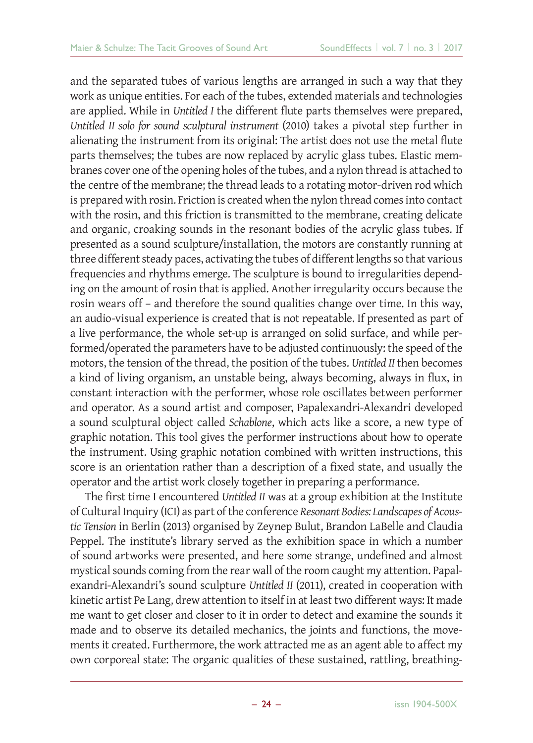and the separated tubes of various lengths are arranged in such a way that they work as unique entities. For each of the tubes, extended materials and technologies are applied. While in *Untitled I* the different flute parts themselves were prepared, *Untitled II solo for sound sculptural instrument* (2010) takes a pivotal step further in alienating the instrument from its original: The artist does not use the metal flute parts themselves; the tubes are now replaced by acrylic glass tubes. Elastic membranes cover one of the opening holes of the tubes, and a nylon thread is attached to the centre of the membrane; the thread leads to a rotating motor-driven rod which is prepared with rosin. Friction is created when the nylon thread comes into contact with the rosin, and this friction is transmitted to the membrane, creating delicate and organic, croaking sounds in the resonant bodies of the acrylic glass tubes. If presented as a sound sculpture/installation, the motors are constantly running at three different steady paces, activating the tubes of different lengths so that various frequencies and rhythms emerge. The sculpture is bound to irregularities depending on the amount of rosin that is applied. Another irregularity occurs because the rosin wears off – and therefore the sound qualities change over time. In this way, an audio-visual experience is created that is not repeatable. If presented as part of a live performance, the whole set-up is arranged on solid surface, and while performed/operated the parameters have to be adjusted continuously: the speed of the motors, the tension of the thread, the position of the tubes. *Untitled II* then becomes a kind of living organism, an unstable being, always becoming, always in flux, in constant interaction with the performer, whose role oscillates between performer and operator. As a sound artist and composer, Papalexandri-Alexandri developed a sound sculptural object called *Schablone*, which acts like a score, a new type of graphic notation. This tool gives the performer instructions about how to operate the instrument. Using graphic notation combined with written instructions, this score is an orientation rather than a description of a fixed state, and usually the operator and the artist work closely together in preparing a performance.

The first time I encountered *Untitled II* was at a group exhibition at the Institute of Cultural Inquiry (ICI) as part of the conference *Resonant Bodies: Landscapes of Acoustic Tension* in Berlin (2013) organised by Zeynep Bulut, Brandon LaBelle and Claudia Peppel. The institute's library served as the exhibition space in which a number of sound artworks were presented, and here some strange, undefined and almost mystical sounds coming from the rear wall of the room caught my attention. Papalexandri-Alexandri's sound sculpture *Untitled II* (2011), created in cooperation with kinetic artist Pe Lang, drew attention to itself in at least two different ways: It made me want to get closer and closer to it in order to detect and examine the sounds it made and to observe its detailed mechanics, the joints and functions, the movements it created. Furthermore, the work attracted me as an agent able to affect my own corporeal state: The organic qualities of these sustained, rattling, breathing-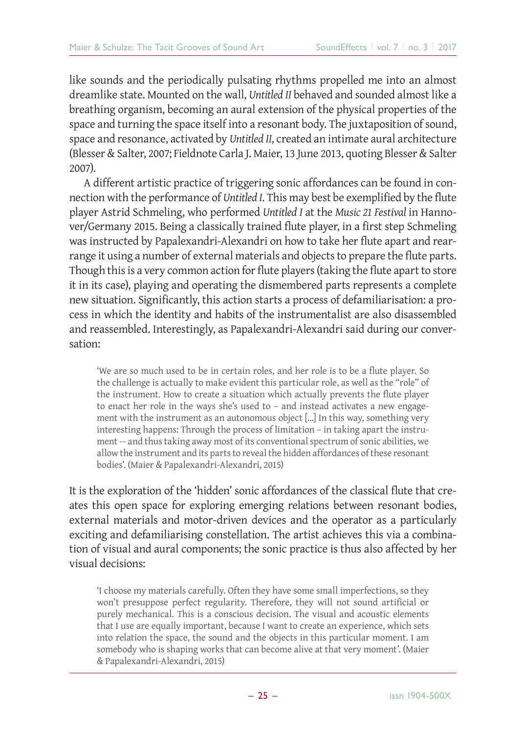like sounds and the periodically pulsating rhythms propelled me into an almost dreamlike state. Mounted on the wall, *Untitled II* behaved and sounded almost like a breathing organism, becoming an aural extension of the physical properties of the space and turning the space itself into a resonant body. The juxtaposition of sound, space and resonance, activated by *Untitled II*, created an intimate aural architecture (Blesser & Salter, 2007; Fieldnote Carla J. Maier, 13 June 2013, quoting Blesser & Salter 2007).

A different artistic practice of triggering sonic affordances can be found in connection with the performance of *Untitled I*. This may best be exemplified by the flute player Astrid Schmeling, who performed *Untitled I* at the *Music 21 Festival* in Hannover/Germany 2015. Being a classically trained flute player, in a first step Schmeling was instructed by Papalexandri-Alexandri on how to take her flute apart and rearrange it using a number of external materials and objects to prepare the flute parts. Though this is a very common action for flute players (taking the flute apart to store it in its case), playing and operating the dismembered parts represents a complete new situation. Significantly, this action starts a process of defamiliarisation: a process in which the identity and habits of the instrumentalist are also disassembled and reassembled. Interestingly, as Papalexandri-Alexandri said during our conversation:

> 'We are so much used to be in certain roles, and her role is to be a flute player. So the challenge is actually to make evident this particular role, as well as the "role" of the instrument. How to create a situation which actually prevents the flute player to enact her role in the ways she's used to – and instead activates a new engagement with the instrument as an autonomous object [...] In this way, something very interesting happens: Through the process of limitation – in taking apart the instrument -- and thus taking away most of its conventional spectrum of sonic abilities, we allow the instrument and its parts to reveal the hidden affordances of these resonant bodies'. (Maier & Papalexandri-Alexandri, 2015)

It is the exploration of the 'hidden' sonic affordances of the classical flute that creates this open space for exploring emerging relations between resonant bodies, external materials and motor-driven devices and the operator as a particularly exciting and defamiliarising constellation. The artist achieves this via a combination of visual and aural components; the sonic practice is thus also affected by her visual decisions:

> 'I choose my materials carefully. Often they have some small imperfections, so they won't presuppose perfect regularity. Therefore, they will not sound artificial or purely mechanical. This is a conscious decision. The visual and acoustic elements that I use are equally important, because I want to create an experience, which sets into relation the space, the sound and the objects in this particular moment. I am somebody who is shaping works that can become alive at that very moment'. (Maier & Papalexandri-Alexandri, 2015)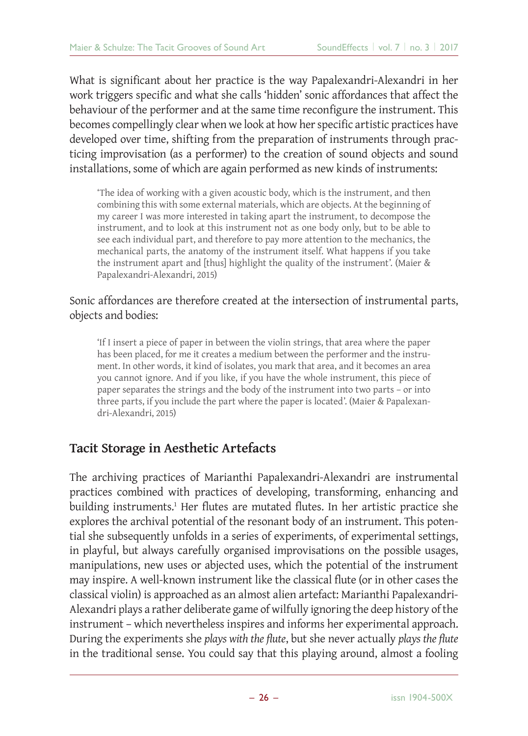What is significant about her practice is the way Papalexandri-Alexandri in her work triggers specific and what she calls 'hidden' sonic affordances that affect the behaviour of the performer and at the same time reconfigure the instrument. This becomes compellingly clear when we look at how her specific artistic practices have developed over time, shifting from the preparation of instruments through practicing improvisation (as a performer) to the creation of sound objects and sound installations, some of which are again performed as new kinds of instruments:

> 'The idea of working with a given acoustic body, which is the instrument, and then combining this with some external materials, which are objects. At the beginning of my career I was more interested in taking apart the instrument, to decompose the instrument, and to look at this instrument not as one body only, but to be able to see each individual part, and therefore to pay more attention to the mechanics, the mechanical parts, the anatomy of the instrument itself. What happens if you take the instrument apart and [thus] highlight the quality of the instrument'. (Maier & Papalexandri-Alexandri, 2015)

Sonic affordances are therefore created at the intersection of instrumental parts, objects and bodies:

> 'If I insert a piece of paper in between the violin strings, that area where the paper has been placed, for me it creates a medium between the performer and the instrument. In other words, it kind of isolates, you mark that area, and it becomes an area you cannot ignore. And if you like, if you have the whole instrument, this piece of paper separates the strings and the body of the instrument into two parts – or into three parts, if you include the part where the paper is located'. (Maier & Papalexandri-Alexandri, 2015)

## Tacit Storage in Aesthetic Artefacts

The archiving practices of Marianthi Papalexandri-Alexandri are instrumental practices combined with practices of developing, transforming, enhancing and building instruments.[1] Her flutes are mutated flutes. In her artistic practice she explores the archival potential of the resonant body of an instrument. This potential she subsequently unfolds in a series of experiments, of experimental settings, in playful, but always carefully organised improvisations on the possible usages, manipulations, new uses or abjected uses, which the potential of the instrument may inspire. A well-known instrument like the classical flute (or in other cases the classical violin) is approached as an almost alien artefact: Marianthi Papalexandri-Alexandri plays a rather deliberate game of wilfully ignoring the deep history of the instrument – which nevertheless inspires and informs her experimental approach. During the experiments she *plays with the flute*, but she never actually *plays the flute* in the traditional sense. You could say that this playing around, almost a fooling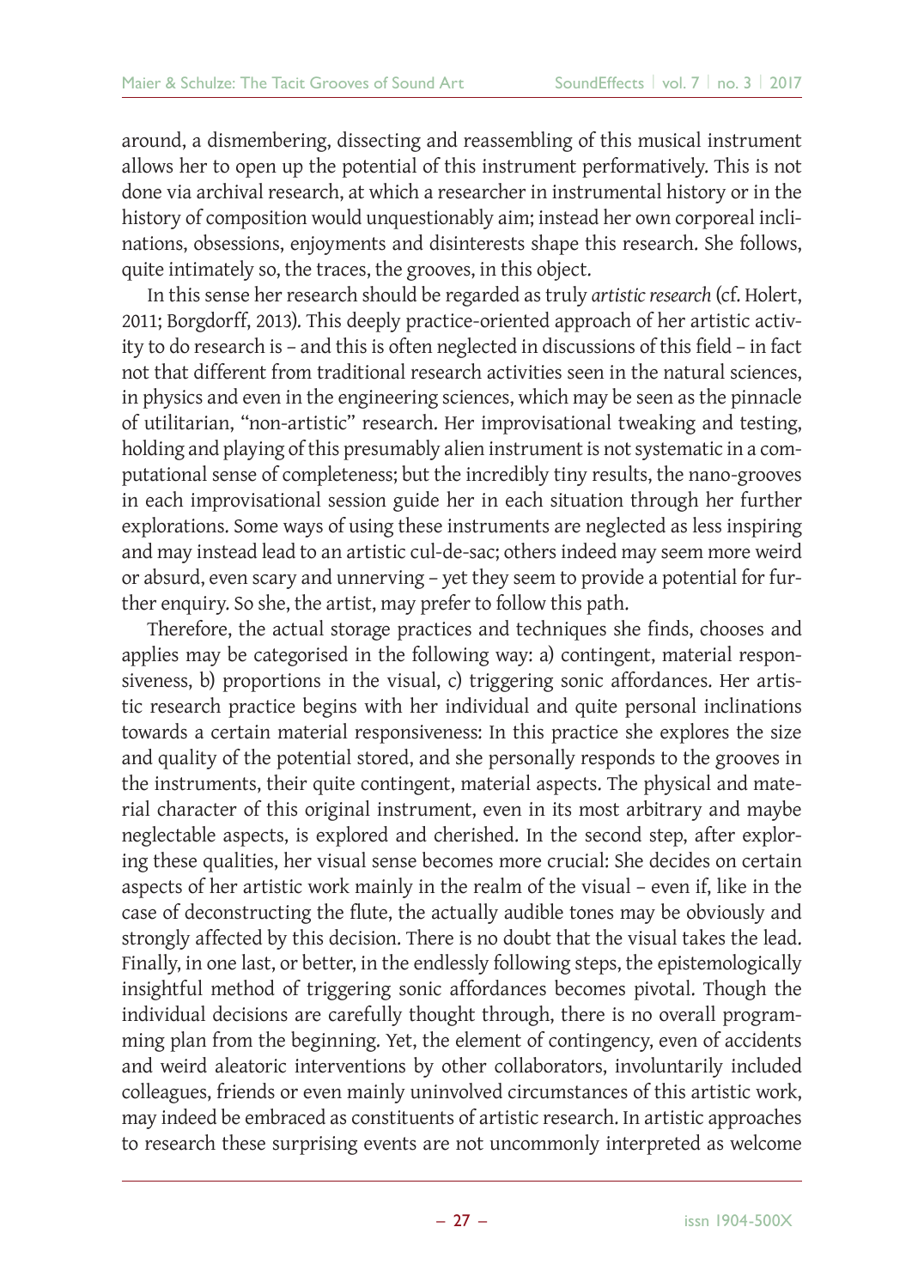around, a dismembering, dissecting and reassembling of this musical instrument allows her to open up the potential of this instrument performatively. This is not done via archival research, at which a researcher in instrumental history or in the history of composition would unquestionably aim; instead her own corporeal inclinations, obsessions, enjoyments and disinterests shape this research. She follows, quite intimately so, the traces, the grooves, in this object.

In this sense her research should be regarded as truly *artistic research* (cf. Holert, 2011; Borgdorff, 2013). This deeply practice-oriented approach of her artistic activity to do research is – and this is often neglected in discussions of this field – in fact not that different from traditional research activities seen in the natural sciences, in physics and even in the engineering sciences, which may be seen as the pinnacle of utilitarian, "non-artistic" research. Her improvisational tweaking and testing, holding and playing of this presumably alien instrument is not systematic in a computational sense of completeness; but the incredibly tiny results, the nano-grooves in each improvisational session guide her in each situation through her further explorations. Some ways of using these instruments are neglected as less inspiring and may instead lead to an artistic cul-de-sac; others indeed may seem more weird or absurd, even scary and unnerving – yet they seem to provide a potential for further enquiry. So she, the artist, may prefer to follow this path.

Therefore, the actual storage practices and techniques she finds, chooses and applies may be categorised in the following way: a) contingent, material responsiveness, b) proportions in the visual, c) triggering sonic affordances. Her artistic research practice begins with her individual and quite personal inclinations towards a certain material responsiveness: In this practice she explores the size and quality of the potential stored, and she personally responds to the grooves in the instruments, their quite contingent, material aspects. The physical and material character of this original instrument, even in its most arbitrary and maybe neglectable aspects, is explored and cherished. In the second step, after exploring these qualities, her visual sense becomes more crucial: She decides on certain aspects of her artistic work mainly in the realm of the visual – even if, like in the case of deconstructing the flute, the actually audible tones may be obviously and strongly affected by this decision. There is no doubt that the visual takes the lead. Finally, in one last, or better, in the endlessly following steps, the epistemologically insightful method of triggering sonic affordances becomes pivotal. Though the individual decisions are carefully thought through, there is no overall programming plan from the beginning. Yet, the element of contingency, even of accidents and weird aleatoric interventions by other collaborators, involuntarily included colleagues, friends or even mainly uninvolved circumstances of this artistic work, may indeed be embraced as constituents of artistic research. In artistic approaches to research these surprising events are not uncommonly interpreted as welcome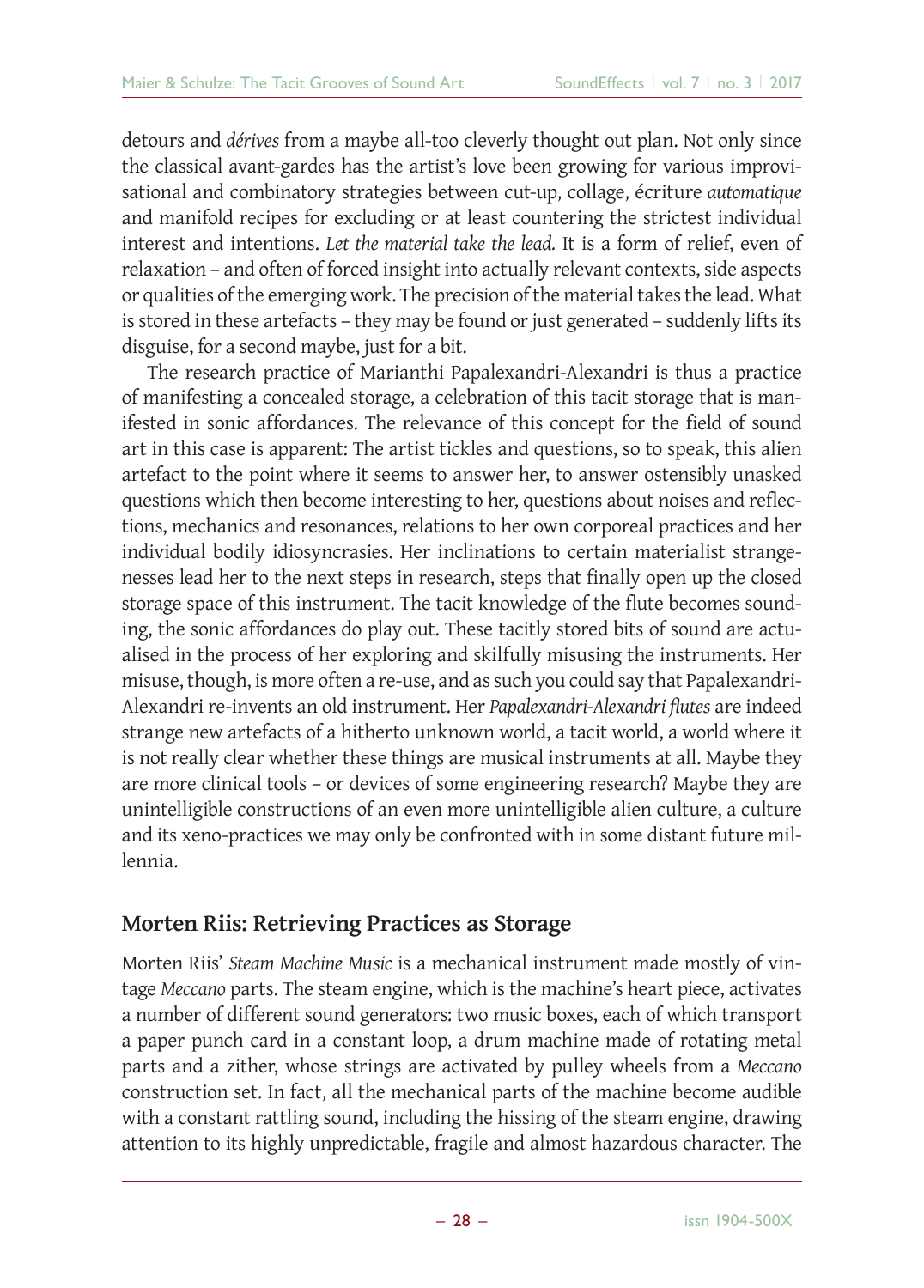detours and *dérives* from a maybe all-too cleverly thought out plan. Not only since the classical avant-gardes has the artist's love been growing for various improvisational and combinatory strategies between cut-up, collage, écriture *automatique* and manifold recipes for excluding or at least countering the strictest individual interest and intentions. *Let the material take the lead.* It is a form of relief, even of relaxation – and often of forced insight into actually relevant contexts, side aspects or qualities of the emerging work. The precision of the material takes the lead. What is stored in these artefacts – they may be found or just generated – suddenly lifts its disguise, for a second maybe, just for a bit.

The research practice of Marianthi Papalexandri-Alexandri is thus a practice of manifesting a concealed storage, a celebration of this tacit storage that is manifested in sonic affordances. The relevance of this concept for the field of sound art in this case is apparent: The artist tickles and questions, so to speak, this alien artefact to the point where it seems to answer her, to answer ostensibly unasked questions which then become interesting to her, questions about noises and reflections, mechanics and resonances, relations to her own corporeal practices and her individual bodily idiosyncrasies. Her inclinations to certain materialist strangenesses lead her to the next steps in research, steps that finally open up the closed storage space of this instrument. The tacit knowledge of the flute becomes sounding, the sonic affordances do play out. These tacitly stored bits of sound are actualised in the process of her exploring and skilfully misusing the instruments. Her misuse, though, is more often a re-use, and as such you could say that Papalexandri-Alexandri re-invents an old instrument. Her *Papalexandri-Alexandri flutes* are indeed strange new artefacts of a hitherto unknown world, a tacit world, a world where it is not really clear whether these things are musical instruments at all. Maybe they are more clinical tools – or devices of some engineering research? Maybe they are unintelligible constructions of an even more unintelligible alien culture, a culture and its xeno-practices we may only be confronted with in some distant future millennia.

## Morten Riis: Retrieving Practices as Storage

Morten Riis' *Steam Machine Music* is a mechanical instrument made mostly of vintage *Meccano* parts. The steam engine, which is the machine's heart piece, activates a number of different sound generators: two music boxes, each of which transport a paper punch card in a constant loop, a drum machine made of rotating metal parts and a zither, whose strings are activated by pulley wheels from a *Meccano* construction set. In fact, all the mechanical parts of the machine become audible with a constant rattling sound, including the hissing of the steam engine, drawing attention to its highly unpredictable, fragile and almost hazardous character. The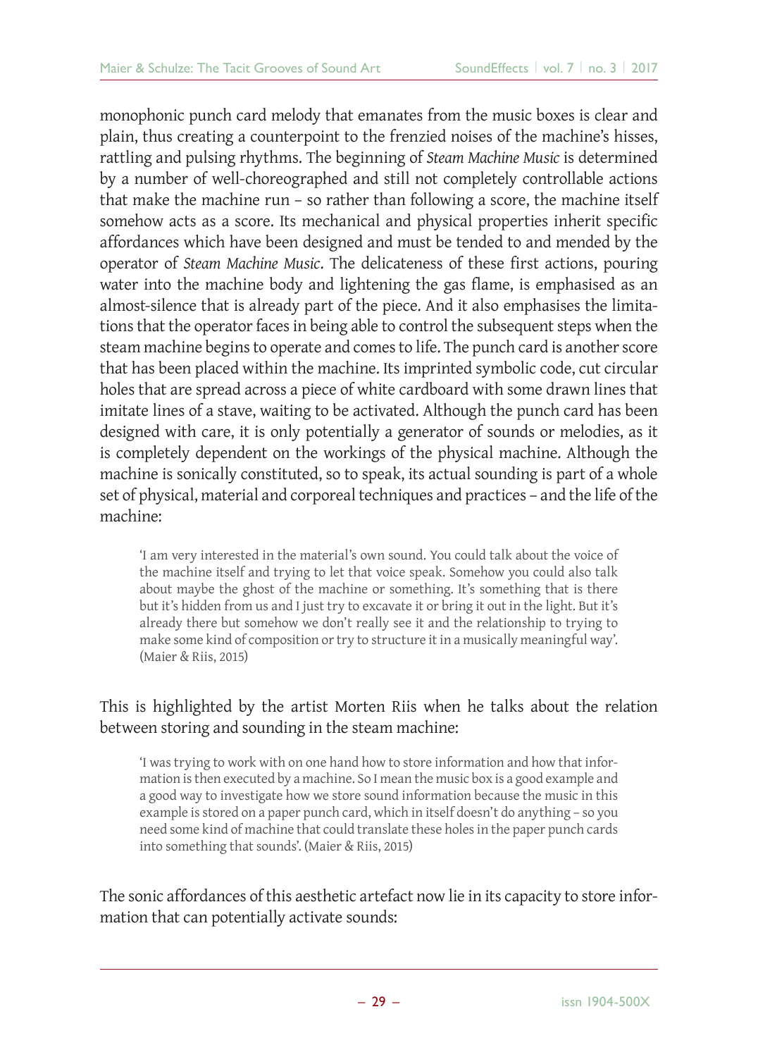monophonic punch card melody that emanates from the music boxes is clear and plain, thus creating a counterpoint to the frenzied noises of the machine's hisses, rattling and pulsing rhythms. The beginning of *Steam Machine Music* is determined by a number of well-choreographed and still not completely controllable actions that make the machine run – so rather than following a score, the machine itself somehow acts as a score. Its mechanical and physical properties inherit specific affordances which have been designed and must be tended to and mended by the operator of *Steam Machine Music*. The delicateness of these first actions, pouring water into the machine body and lightening the gas flame, is emphasised as an almost-silence that is already part of the piece. And it also emphasises the limitations that the operator faces in being able to control the subsequent steps when the steam machine begins to operate and comes to life. The punch card is another score that has been placed within the machine. Its imprinted symbolic code, cut circular holes that are spread across a piece of white cardboard with some drawn lines that imitate lines of a stave, waiting to be activated. Although the punch card has been designed with care, it is only potentially a generator of sounds or melodies, as it is completely dependent on the workings of the physical machine. Although the machine is sonically constituted, so to speak, its actual sounding is part of a whole set of physical, material and corporeal techniques and practices – and the life of the machine:

> 'I am very interested in the material's own sound. You could talk about the voice of the machine itself and trying to let that voice speak. Somehow you could also talk about maybe the ghost of the machine or something. It's something that is there but it's hidden from us and I just try to excavate it or bring it out in the light. But it's already there but somehow we don't really see it and the relationship to trying to make some kind of composition or try to structure it in a musically meaningful way'. (Maier & Riis, 2015)

This is highlighted by the artist Morten Riis when he talks about the relation between storing and sounding in the steam machine:

> 'I was trying to work with on one hand how to store information and how that information is then executed by a machine. So I mean the music box is a good example and a good way to investigate how we store sound information because the music in this example is stored on a paper punch card, which in itself doesn't do anything – so you need some kind of machine that could translate these holes in the paper punch cards into something that sounds'. (Maier & Riis, 2015)

The sonic affordances of this aesthetic artefact now lie in its capacity to store information that can potentially activate sounds: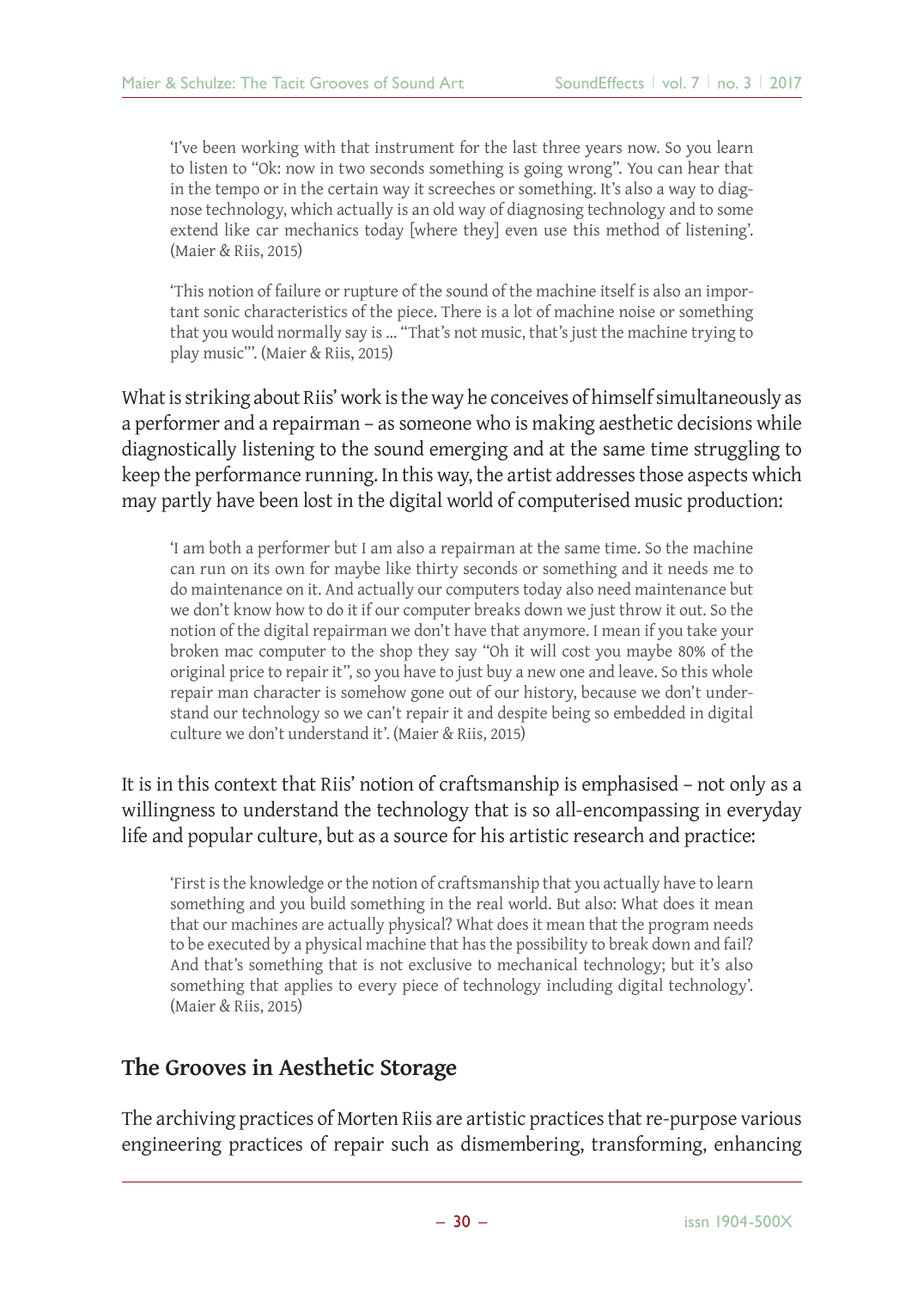> 'I've been working with that instrument for the last three years now. So you learn to listen to "Ok: now in two seconds something is going wrong". You can hear that in the tempo or in the certain way it screeches or something. It's also a way to diagnose technology, which actually is an old way of diagnosing technology and to some extend like car mechanics today [where they] even use this method of listening'. (Maier & Riis, 2015)

> 'This notion of failure or rupture of the sound of the machine itself is also an important sonic characteristics of the piece. There is a lot of machine noise or something that you would normally say is … "That's not music, that's just the machine trying to play music"'. (Maier & Riis, 2015)

What is striking about Riis' work is the way he conceives of himself simultaneously as a performer and a repairman – as someone who is making aesthetic decisions while diagnostically listening to the sound emerging and at the same time struggling to keep the performance running. In this way, the artist addresses those aspects which may partly have been lost in the digital world of computerised music production:

> 'I am both a performer but I am also a repairman at the same time. So the machine can run on its own for maybe like thirty seconds or something and it needs me to do maintenance on it. And actually our computers today also need maintenance but we don't know how to do it if our computer breaks down we just throw it out. So the notion of the digital repairman we don't have that anymore. I mean if you take your broken mac computer to the shop they say "Oh it will cost you maybe 80% of the original price to repair it", so you have to just buy a new one and leave. So this whole repair man character is somehow gone out of our history, because we don't understand our technology so we can't repair it and despite being so embedded in digital culture we don't understand it'. (Maier & Riis, 2015)

It is in this context that Riis' notion of craftsmanship is emphasised – not only as a willingness to understand the technology that is so all-encompassing in everyday life and popular culture, but as a source for his artistic research and practice:

> 'First is the knowledge or the notion of craftsmanship that you actually have to learn something and you build something in the real world. But also: What does it mean that our machines are actually physical? What does it mean that the program needs to be executed by a physical machine that has the possibility to break down and fail? And that's something that is not exclusive to mechanical technology; but it's also something that applies to every piece of technology including digital technology'. (Maier & Riis, 2015)

## The Grooves in Aesthetic Storage

The archiving practices of Morten Riis are artistic practices that re-purpose various engineering practices of repair such as dismembering, transforming, enhancing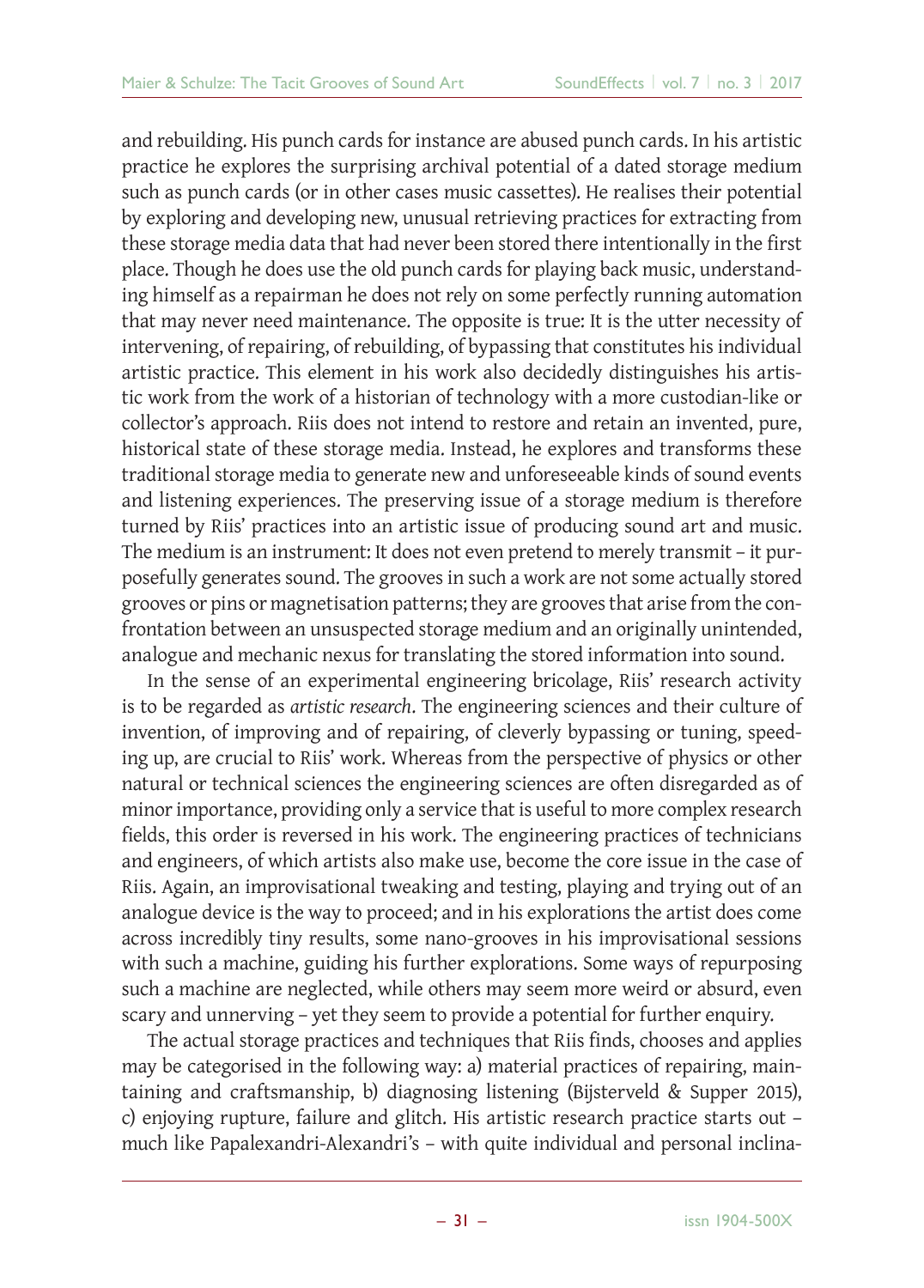and rebuilding. His punch cards for instance are abused punch cards. In his artistic practice he explores the surprising archival potential of a dated storage medium such as punch cards (or in other cases music cassettes). He realises their potential by exploring and developing new, unusual retrieving practices for extracting from these storage media data that had never been stored there intentionally in the first place. Though he does use the old punch cards for playing back music, understanding himself as a repairman he does not rely on some perfectly running automation that may never need maintenance. The opposite is true: It is the utter necessity of intervening, of repairing, of rebuilding, of bypassing that constitutes his individual artistic practice. This element in his work also decidedly distinguishes his artistic work from the work of a historian of technology with a more custodian-like or collector's approach. Riis does not intend to restore and retain an invented, pure, historical state of these storage media. Instead, he explores and transforms these traditional storage media to generate new and unforeseeable kinds of sound events and listening experiences. The preserving issue of a storage medium is therefore turned by Riis' practices into an artistic issue of producing sound art and music. The medium is an instrument: It does not even pretend to merely transmit – it purposefully generates sound. The grooves in such a work are not some actually stored grooves or pins or magnetisation patterns; they are grooves that arise from the confrontation between an unsuspected storage medium and an originally unintended, analogue and mechanic nexus for translating the stored information into sound.

In the sense of an experimental engineering bricolage, Riis' research activity is to be regarded as *artistic research*. The engineering sciences and their culture of invention, of improving and of repairing, of cleverly bypassing or tuning, speeding up, are crucial to Riis' work. Whereas from the perspective of physics or other natural or technical sciences the engineering sciences are often disregarded as of minor importance, providing only a service that is useful to more complex research fields, this order is reversed in his work. The engineering practices of technicians and engineers, of which artists also make use, become the core issue in the case of Riis. Again, an improvisational tweaking and testing, playing and trying out of an analogue device is the way to proceed; and in his explorations the artist does come across incredibly tiny results, some nano-grooves in his improvisational sessions with such a machine, guiding his further explorations. Some ways of repurposing such a machine are neglected, while others may seem more weird or absurd, even scary and unnerving – yet they seem to provide a potential for further enquiry.

The actual storage practices and techniques that Riis finds, chooses and applies may be categorised in the following way: a) material practices of repairing, maintaining and craftsmanship, b) diagnosing listening (Bijsterveld & Supper 2015), c) enjoying rupture, failure and glitch. His artistic research practice starts out – much like Papalexandri-Alexandri's – with quite individual and personal inclina-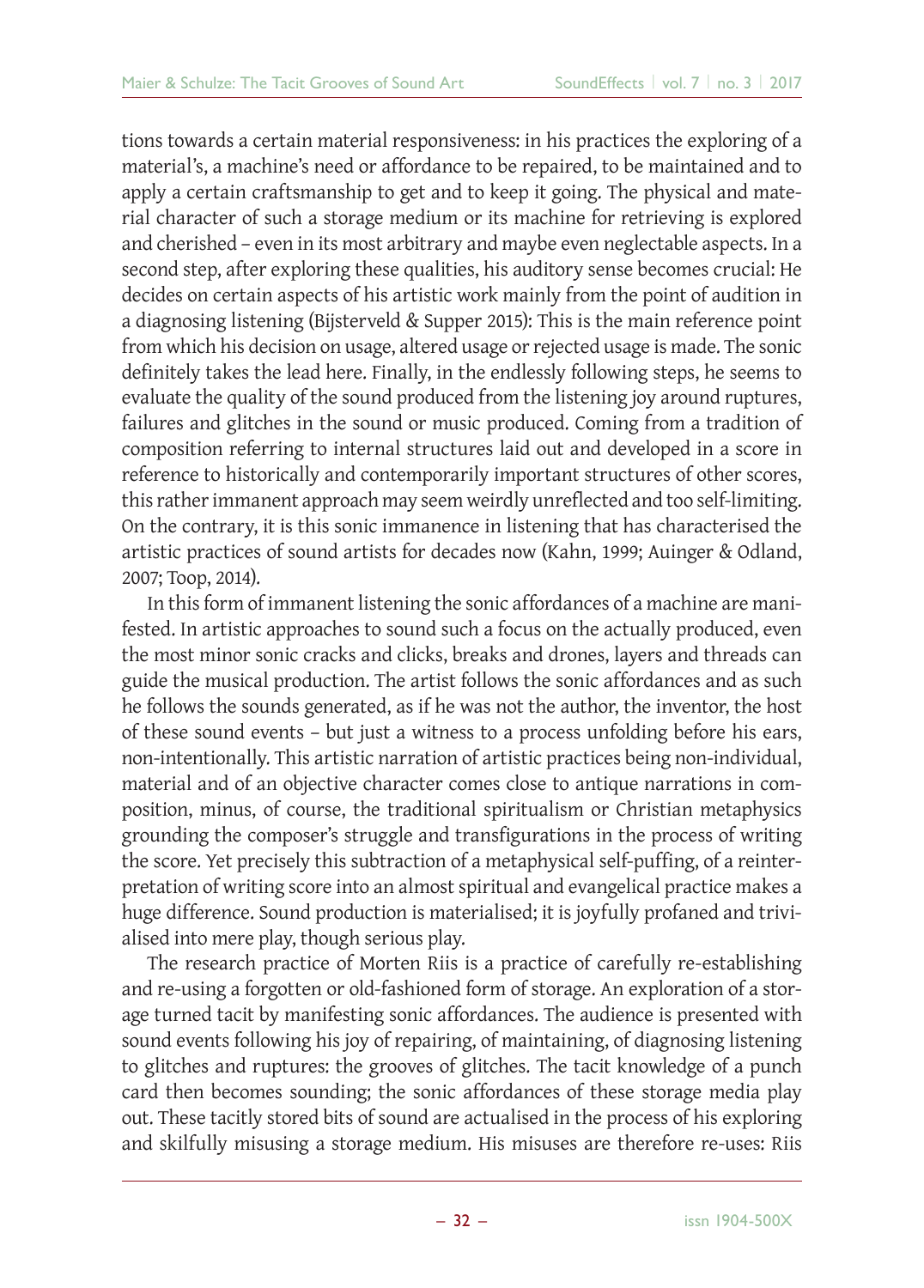tions towards a certain material responsiveness: in his practices the exploring of a material's, a machine's need or affordance to be repaired, to be maintained and to apply a certain craftsmanship to get and to keep it going. The physical and material character of such a storage medium or its machine for retrieving is explored and cherished – even in its most arbitrary and maybe even neglectable aspects. In a second step, after exploring these qualities, his auditory sense becomes crucial: He decides on certain aspects of his artistic work mainly from the point of audition in a diagnosing listening (Bijsterveld & Supper 2015): This is the main reference point from which his decision on usage, altered usage or rejected usage is made. The sonic definitely takes the lead here. Finally, in the endlessly following steps, he seems to evaluate the quality of the sound produced from the listening joy around ruptures, failures and glitches in the sound or music produced. Coming from a tradition of composition referring to internal structures laid out and developed in a score in reference to historically and contemporarily important structures of other scores, this rather immanent approach may seem weirdly unreflected and too self-limiting. On the contrary, it is this sonic immanence in listening that has characterised the artistic practices of sound artists for decades now (Kahn, 1999; Auinger & Odland, 2007; Toop, 2014).

In this form of immanent listening the sonic affordances of a machine are manifested. In artistic approaches to sound such a focus on the actually produced, even the most minor sonic cracks and clicks, breaks and drones, layers and threads can guide the musical production. The artist follows the sonic affordances and as such he follows the sounds generated, as if he was not the author, the inventor, the host of these sound events – but just a witness to a process unfolding before his ears, non-intentionally. This artistic narration of artistic practices being non-individual, material and of an objective character comes close to antique narrations in composition, minus, of course, the traditional spiritualism or Christian metaphysics grounding the composer's struggle and transfigurations in the process of writing the score. Yet precisely this subtraction of a metaphysical self-puffing, of a reinterpretation of writing score into an almost spiritual and evangelical practice makes a huge difference. Sound production is materialised; it is joyfully profaned and trivialised into mere play, though serious play.

The research practice of Morten Riis is a practice of carefully re-establishing and re-using a forgotten or old-fashioned form of storage. An exploration of a storage turned tacit by manifesting sonic affordances. The audience is presented with sound events following his joy of repairing, of maintaining, of diagnosing listening to glitches and ruptures: the grooves of glitches. The tacit knowledge of a punch card then becomes sounding; the sonic affordances of these storage media play out. These tacitly stored bits of sound are actualised in the process of his exploring and skilfully misusing a storage medium. His misuses are therefore re-uses: Riis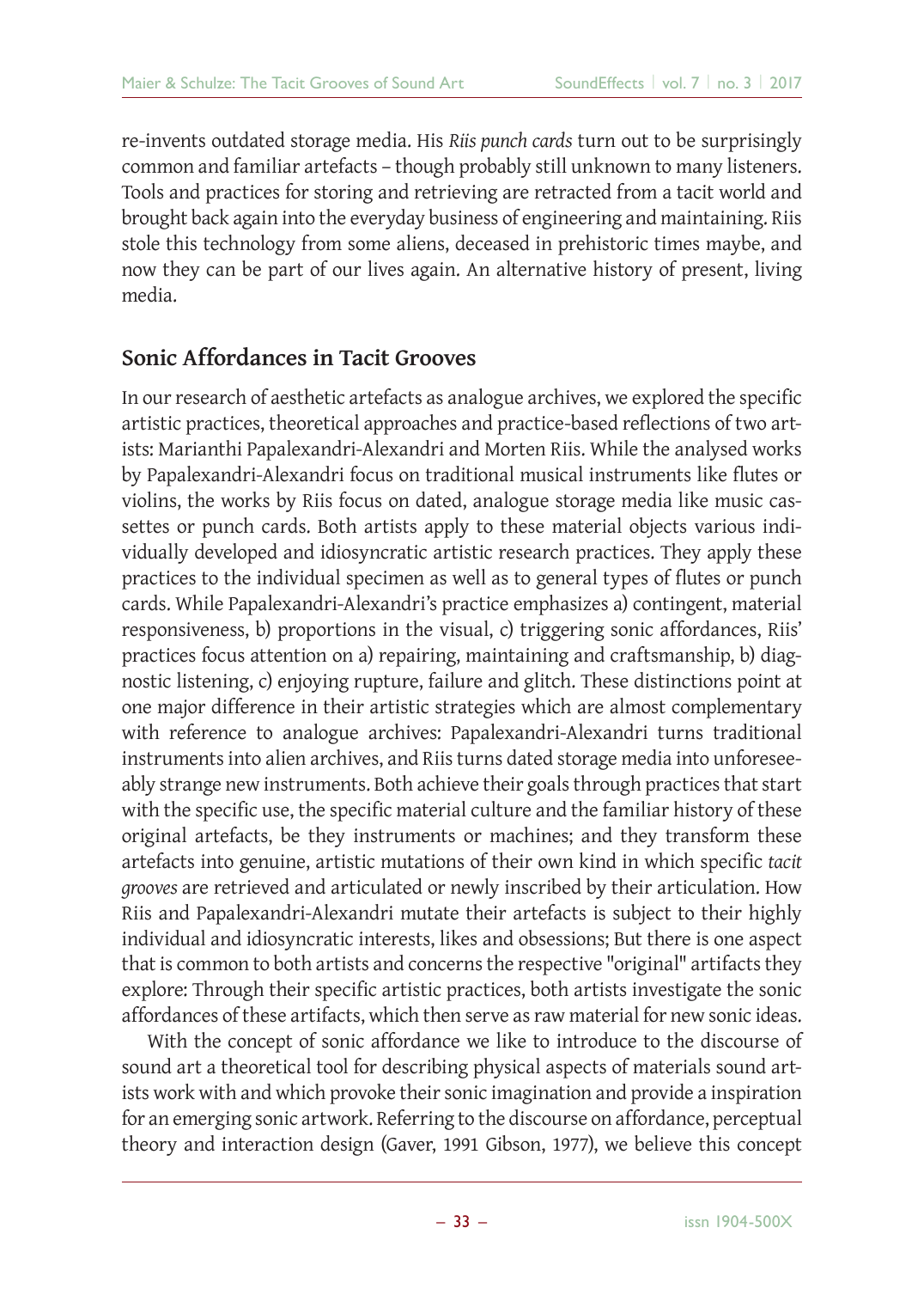re-invents outdated storage media. His *Riis punch cards* turn out to be surprisingly common and familiar artefacts – though probably still unknown to many listeners. Tools and practices for storing and retrieving are retracted from a tacit world and brought back again into the everyday business of engineering and maintaining. Riis stole this technology from some aliens, deceased in prehistoric times maybe, and now they can be part of our lives again. An alternative history of present, living media.

## Sonic Affordances in Tacit Grooves

In our research of aesthetic artefacts as analogue archives, we explored the specific artistic practices, theoretical approaches and practice-based reflections of two artists: Marianthi Papalexandri-Alexandri and Morten Riis. While the analysed works by Papalexandri-Alexandri focus on traditional musical instruments like flutes or violins, the works by Riis focus on dated, analogue storage media like music cassettes or punch cards. Both artists apply to these material objects various individually developed and idiosyncratic artistic research practices. They apply these practices to the individual specimen as well as to general types of flutes or punch cards. While Papalexandri-Alexandri's practice emphasizes a) contingent, material responsiveness, b) proportions in the visual, c) triggering sonic affordances, Riis' practices focus attention on a) repairing, maintaining and craftsmanship, b) diagnostic listening, c) enjoying rupture, failure and glitch. These distinctions point at one major difference in their artistic strategies which are almost complementary with reference to analogue archives: Papalexandri-Alexandri turns traditional instruments into alien archives, and Riis turns dated storage media into unforeseeably strange new instruments. Both achieve their goals through practices that start with the specific use, the specific material culture and the familiar history of these original artefacts, be they instruments or machines; and they transform these artefacts into genuine, artistic mutations of their own kind in which specific *tacit grooves* are retrieved and articulated or newly inscribed by their articulation. How Riis and Papalexandri-Alexandri mutate their artefacts is subject to their highly individual and idiosyncratic interests, likes and obsessions; But there is one aspect that is common to both artists and concerns the respective "original" artifacts they explore: Through their specific artistic practices, both artists investigate the sonic affordances of these artifacts, which then serve as raw material for new sonic ideas.

With the concept of sonic affordance we like to introduce to the discourse of sound art a theoretical tool for describing physical aspects of materials sound artists work with and which provoke their sonic imagination and provide a inspiration for an emerging sonic artwork. Referring to the discourse on affordance, perceptual theory and interaction design (Gaver, 1991 Gibson, 1977), we believe this concept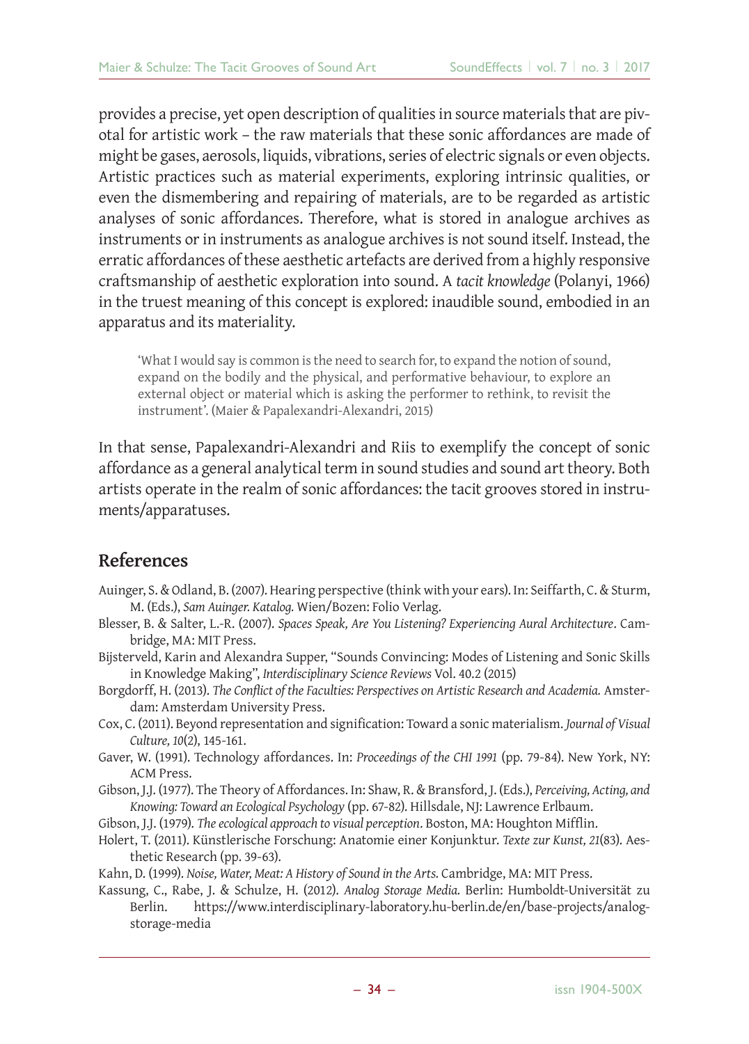provides a precise, yet open description of qualities in source materials that are pivotal for artistic work – the raw materials that these sonic affordances are made of might be gases, aerosols, liquids, vibrations, series of electric signals or even objects. Artistic practices such as material experiments, exploring intrinsic qualities, or even the dismembering and repairing of materials, are to be regarded as artistic analyses of sonic affordances. Therefore, what is stored in analogue archives as instruments or in instruments as analogue archives is not sound itself. Instead, the erratic affordances of these aesthetic artefacts are derived from a highly responsive craftsmanship of aesthetic exploration into sound. A *tacit knowledge* (Polanyi, 1966) in the truest meaning of this concept is explored: inaudible sound, embodied in an apparatus and its materiality.

> 'What I would say is common is the need to search for, to expand the notion of sound, expand on the bodily and the physical, and performative behaviour, to explore an external object or material which is asking the performer to rethink, to revisit the instrument'. (Maier & Papalexandri-Alexandri, 2015)

In that sense, Papalexandri-Alexandri and Riis to exemplify the concept of sonic affordance as a general analytical term in sound studies and sound art theory. Both artists operate in the realm of sonic affordances: the tacit grooves stored in instruments/apparatuses.

## References

Auinger, S. & Odland, B. (2007). Hearing perspective (think with your ears). In: Seiffarth, C. & Sturm, M. (Eds.), *Sam Auinger. Katalog.* Wien/Bozen: Folio Verlag.

Blesser, B. & Salter, L.-R. (2007). *Spaces Speak, Are You Listening? Experiencing Aural Architecture*. Cambridge, MA: MIT Press.

Bijsterveld, Karin and Alexandra Supper, "Sounds Convincing: Modes of Listening and Sonic Skills in Knowledge Making", *Interdisciplinary Science Reviews* Vol. 40.2 (2015)

Borgdorff, H. (2013). *The Conflict of the Faculties: Perspectives on Artistic Research and Academia.* Amsterdam: Amsterdam University Press.

Cox, C. (2011). Beyond representation and signification: Toward a sonic materialism. *Journal of Visual Culture, 10*(2), 145-161.

Gaver, W. (1991). Technology affordances. In: *Proceedings of the CHI 1991* (pp. 79-84). New York, NY: ACM Press.

Gibson, J.J. (1977). The Theory of Affordances. In: Shaw, R. & Bransford, J. (Eds.), *Perceiving, Acting, and Knowing: Toward an Ecological Psychology* (pp. 67-82). Hillsdale, NJ: Lawrence Erlbaum.

Gibson, J.J. (1979). *The ecological approach to visual perception*. Boston, MA: Houghton Mifflin.

Holert, T. (2011). Künstlerische Forschung: Anatomie einer Konjunktur. *Texte zur Kunst, 21*(83). Aesthetic Research (pp. 39-63).

Kahn, D. (1999). *Noise, Water, Meat: A History of Sound in the Arts.* Cambridge, MA: MIT Press.

Kassung, C., Rabe, J. & Schulze, H. (2012). *Analog Storage Media.* Berlin: Humboldt-Universität zu Berlin. https://www.interdisciplinary-laboratory.hu-berlin.de/en/base-projects/analog-storage-media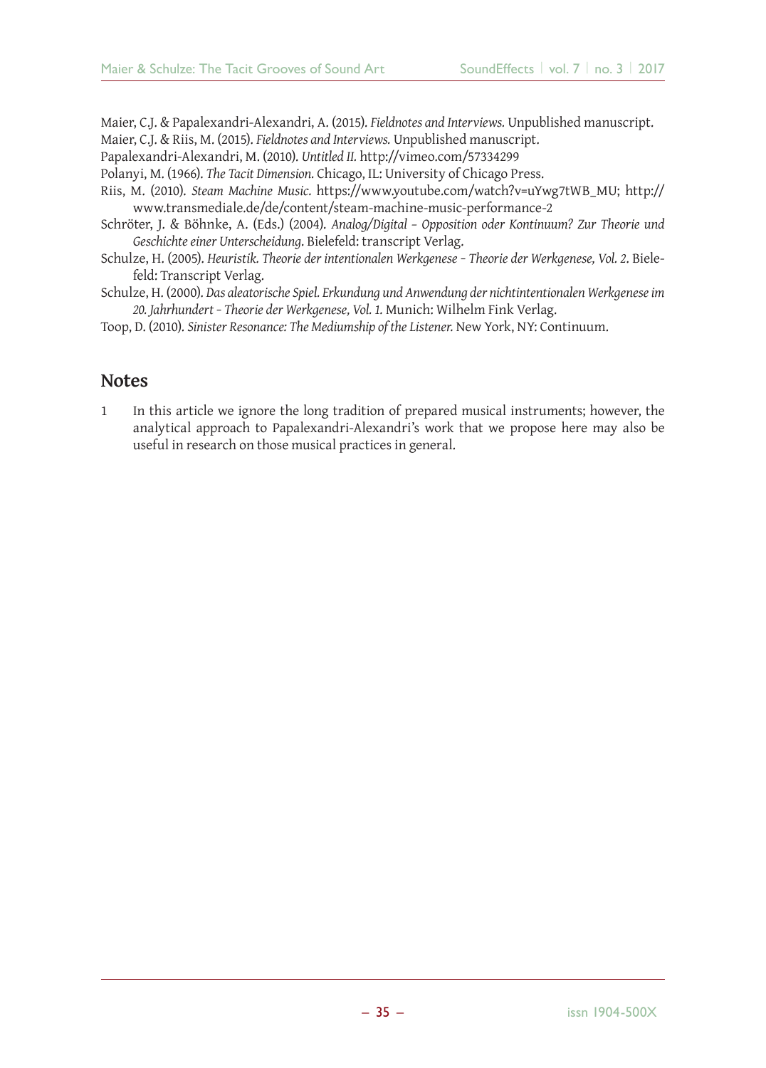Maier, C.J. & Papalexandri-Alexandri, A. (2015). *Fieldnotes and Interviews.* Unpublished manuscript.

Maier, C.J. & Riis, M. (2015). *Fieldnotes and Interviews.* Unpublished manuscript.

Papalexandri-Alexandri, M. (2010). *Untitled II.* http://vimeo.com/57334299

Polanyi, M. (1966). *The Tacit Dimension.* Chicago, IL: University of Chicago Press.

Riis, M. (2010). *Steam Machine Music.* https://www.youtube.com/watch?v=uYwg7tWB_MU; http://www.transmediale.de/de/content/steam-machine-music-performance-2

Schröter, J. & Böhnke, A. (Eds.) (2004). *Analog/Digital – Opposition oder Kontinuum? Zur Theorie und Geschichte einer Unterscheidung*. Bielefeld: transcript Verlag.

Schulze, H. (2005). *Heuristik. Theorie der intentionalen Werkgenese – Theorie der Werkgenese, Vol. 2*. Bielefeld: Transcript Verlag.

Schulze, H. (2000). *Das aleatorische Spiel. Erkundung und Anwendung der nichtintentionalen Werkgenese im 20. Jahrhundert – Theorie der Werkgenese, Vol. 1.* Munich: Wilhelm Fink Verlag.

Toop, D. (2010). *Sinister Resonance: The Mediumship of the Listener.* New York, NY: Continuum.

## Notes

1 In this article we ignore the long tradition of prepared musical instruments; however, the analytical approach to Papalexandri-Alexandri's work that we propose here may also be useful in research on those musical practices in general.